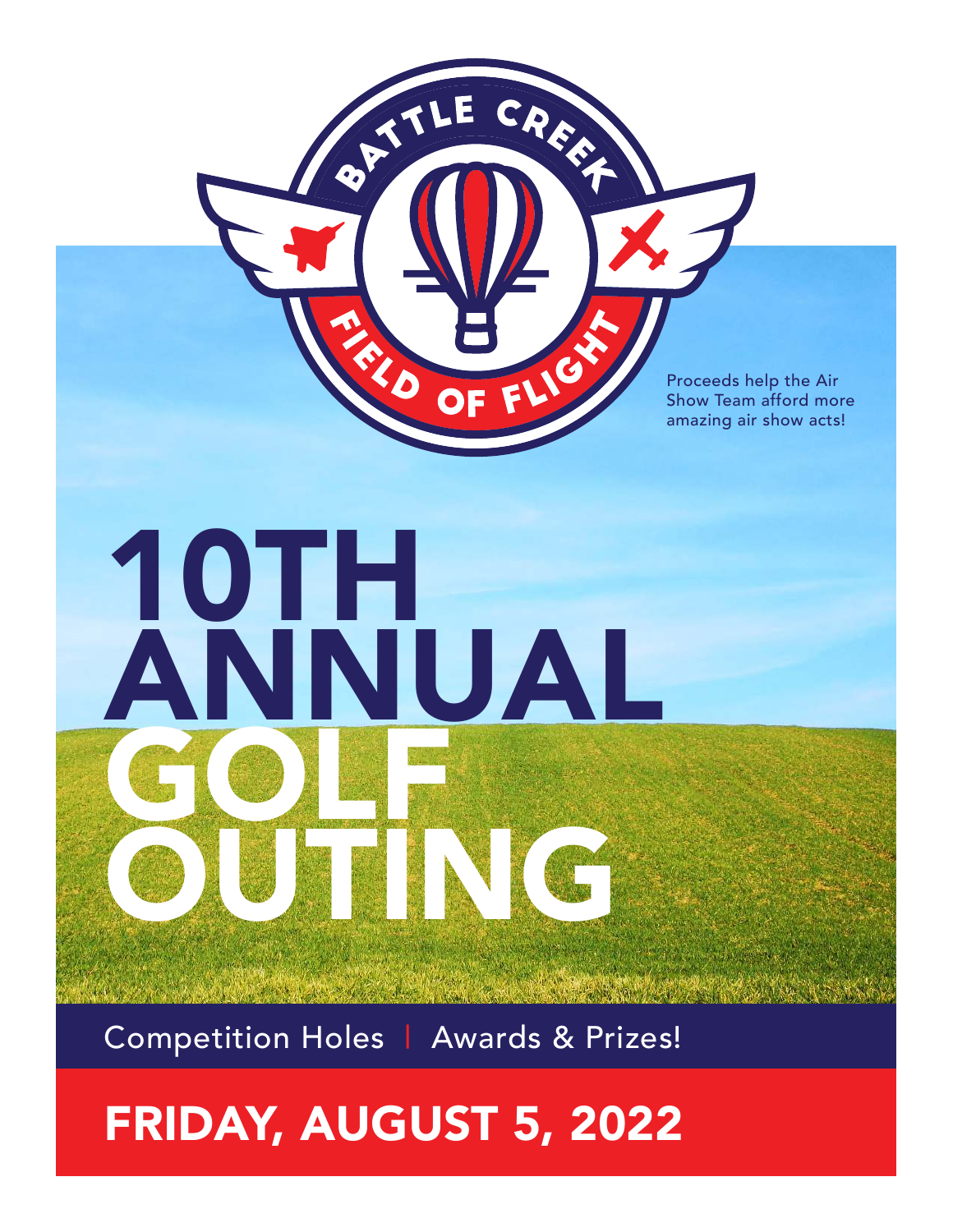BATTLE CREEK

FIELD OF FLIGHT

Proceeds help the Air Show Team afford more amazing air show acts!

# 10TH ANNUAL GOLF OUTING

Competition Holes | Awards & Prizes!

## FRIDAY, AUGUST 5, 2022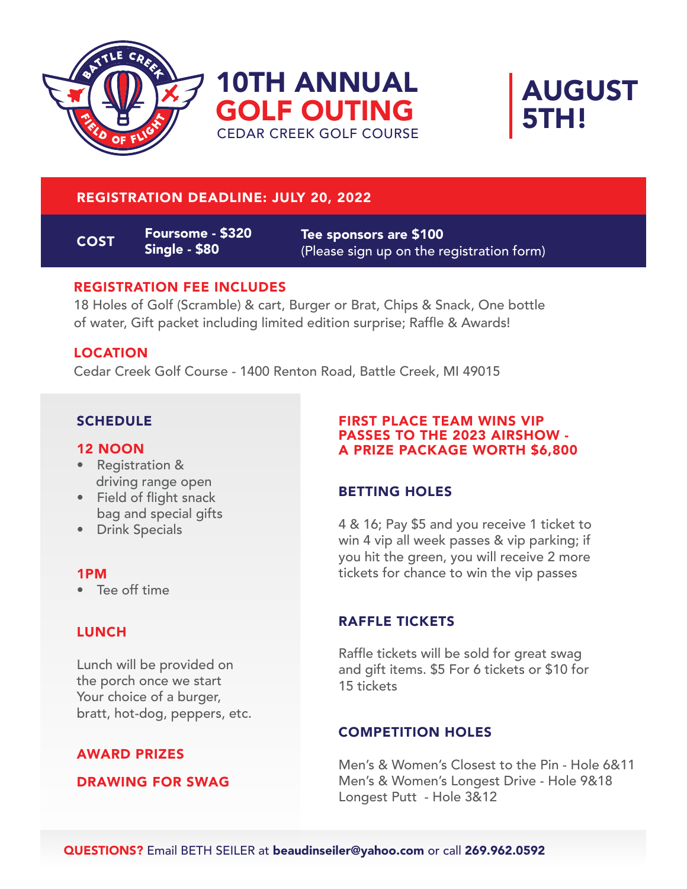# 10TH ANNUAL GOLF OUTING

CEDAR CREEK GOLF COURSE

## AUGUST 5TH!

**REGISTRATION DEADLINE: JULY 20, 2022**

**COST**

**Foursome - $320**
**Single - $80**

**Tee sponsors are $100**
(Please sign up on the registration form)

### REGISTRATION FEE INCLUDES

18 Holes of Golf (Scramble) & cart, Burger or Brat, Chips & Snack, One bottle of water, Gift packet including limited edition surprise; Raffle & Awards!

### LOCATION

Cedar Creek Golf Course - 1400 Renton Road, Battle Creek, MI 49015

### SCHEDULE

**12 NOON**

- Registration & driving range open
- Field of flight snack bag and special gifts
- Drink Specials

**1PM**

- Tee off time

**LUNCH**

Lunch will be provided on the porch once we start Your choice of a burger, bratt, hot-dog, peppers, etc.

**AWARD PRIZES**

**DRAWING FOR SWAG**

### FIRST PLACE TEAM WINS VIP PASSES TO THE 2023 AIRSHOW - A PRIZE PACKAGE WORTH $6,800

### BETTING HOLES

4 & 16; Pay $5 and you receive 1 ticket to win 4 vip all week passes & vip parking; if you hit the green, you will receive 2 more tickets for chance to win the vip passes

### RAFFLE TICKETS

Raffle tickets will be sold for great swag and gift items. $5 For 6 tickets or $10 for 15 tickets

### COMPETITION HOLES

Men's & Women's Closest to the Pin - Hole 6&11
Men's & Women's Longest Drive - Hole 9&18
Longest Putt - Hole 3&12

**QUESTIONS?** Email BETH SEILER at **beaudinseiler@yahoo.com** or call **269.962.0592**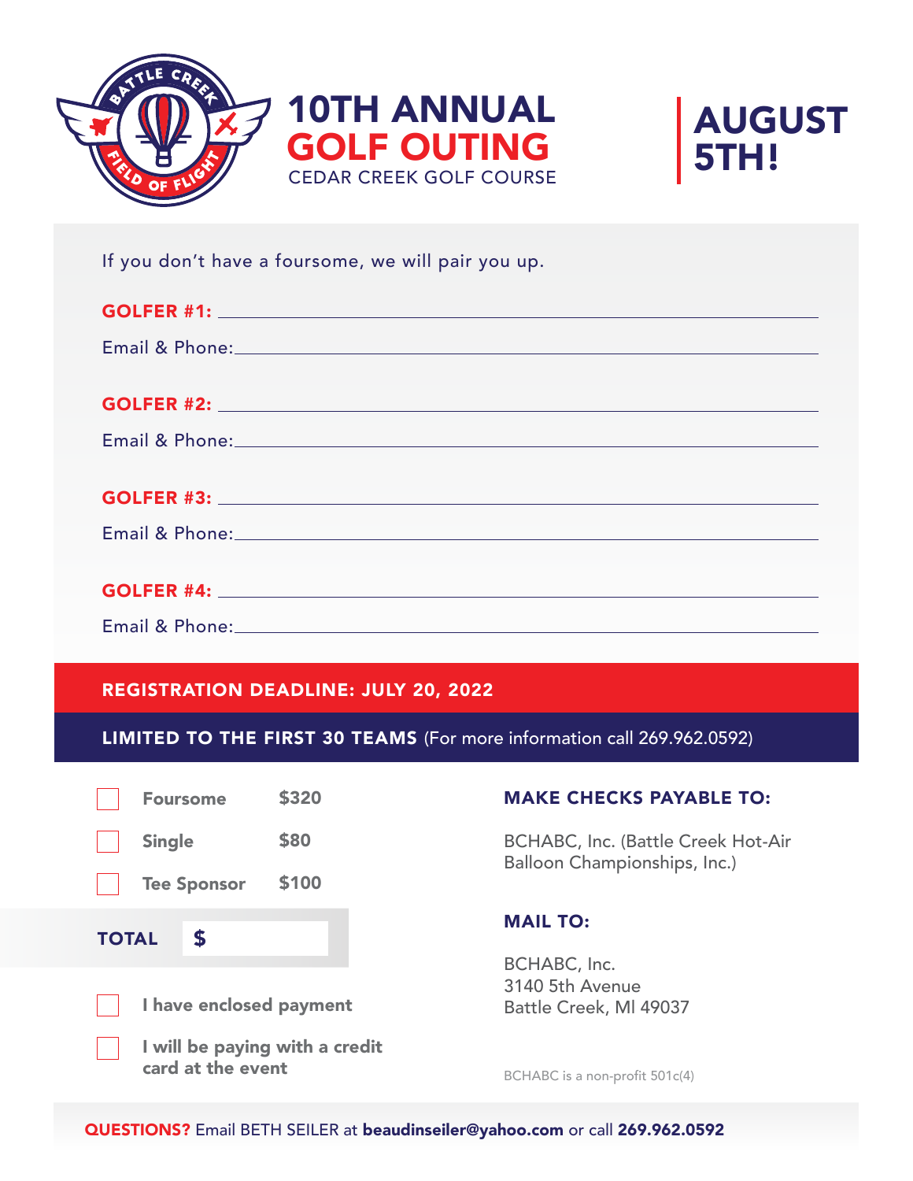BATTLE CREEK FIELD OF FLIGHT

# 10TH ANNUAL GOLF OUTING

CEDAR CREEK GOLF COURSE

**AUGUST 5TH!**

If you don't have a foursome, we will pair you up.

**GOLF­ER #1:** ____________________

Email & Phone: ____________________

**GOLFER #2:** ____________________

Email & Phone: ____________________

**GOLFER #3:** ____________________

Email & Phone: ____________________

**GOLFER #4:** ____________________

Email & Phone: ____________________

**REGISTRATION DEADLINE: JULY 20, 2022**

**LIMITED TO THE FIRST 30 TEAMS** (For more information call 269.962.0592)

- ☐ **Foursome** **$320**
- ☐ **Single** **$80**
- ☐ **Tee Sponsor** **$100**

**TOTAL** $

- ☐ **I have enclosed payment**
- ☐ **I will be paying with a credit card at the event**

**MAKE CHECKS PAYABLE TO:**

BCHABC, Inc. (Battle Creek Hot-Air Balloon Championships, Inc.)

**MAIL TO:**

BCHABC, Inc.
3140 5th Avenue
Battle Creek, MI 49037

BCHABC is a non-profit 501c(4)

**QUESTIONS?** Email BETH SEILER at **beaudinseiler@yahoo.com** or call **269.962.0592**